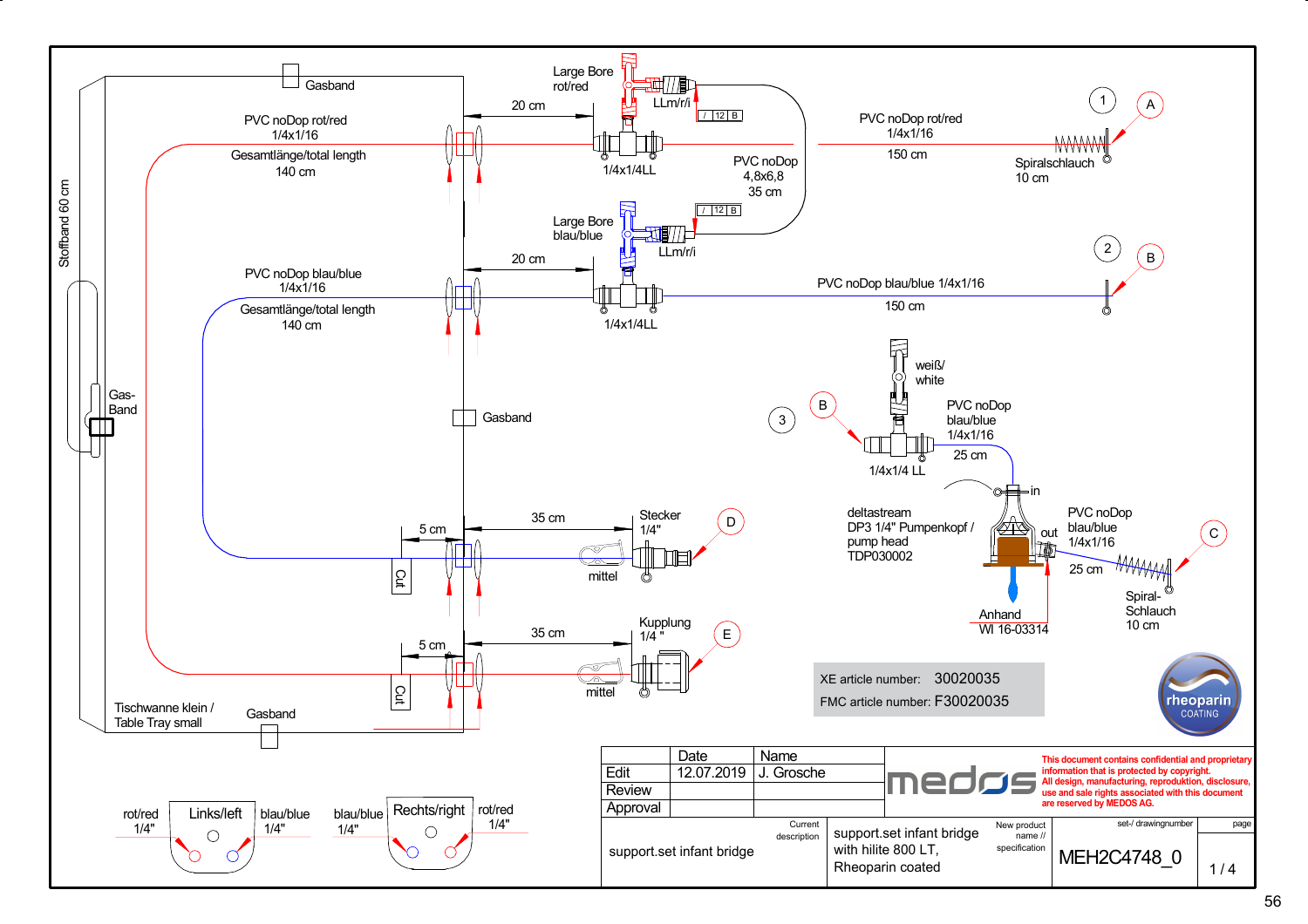Gasband

PVC noDop rot/red
1/4x1/16
Gesamtlänge/total length
140 cm

Stoffband 60 cm

Large Bore
rot/red

LLm/r/i

20 cm

1/4x1/4LL

PVC noDop
4,8x6,8
35 cm

PVC noDop rot/red
1/4x1/16
150 cm

Spiralschlauch
10 cm

1 A

Large Bore
blau/blue

LLm/r/i

20 cm

PVC noDop blau/blue
1/4x1/16
Gesamtlänge/total length
140 cm

1/4x1/4LL

PVC noDop blau/blue 1/4x1/16
150 cm

2 B

Gas-
Band

Gasband

weiß/
white

3 B

PVC noDop
blau/blue
1/4x1/16
25 cm

1/4x1/4 LL

in

deltastream
DP3 1/4" Pumpenkopf /
pump head
TDP030002

out

PVC noDop
blau/blue
1/4x1/16
25 cm

C

Spiral-
Schlauch
10 cm

Anhand
WI 16-03314

5 cm

35 cm

Stecker
1/4"

D

mittel

Cut

5 cm

35 cm

Kupplung
1/4 "

E

mittel

Cut

Tischwanne klein /
Table Tray small

Gasband

XE article number: 30020035
FMC article number: F30020035

rheoparin
COATING

rot/red 1/4" | Links/left | blau/blue 1/4"

blau/blue 1/4" | Rechts/right | rot/red 1/4"

| | Date | Name |
|---|---|---|
| Edit | 12.07.2019 | J. Grosche |
| Review | | |
| Approval | | |

medos

This document contains confidential and proprietary information that is protected by copyright. All design, manufacturing, reproduktion, disclosure, use and sale rights associated with this document are reserved by MEDOS AG.

| Current description | New product name // specification | set-/ drawingnumber | page |
|---|---|---|---|
| support.set infant bridge | support.set infant bridge with hilite 800 LT, Rheoparin coated | MEH2C4748_0 | 1 / 4 |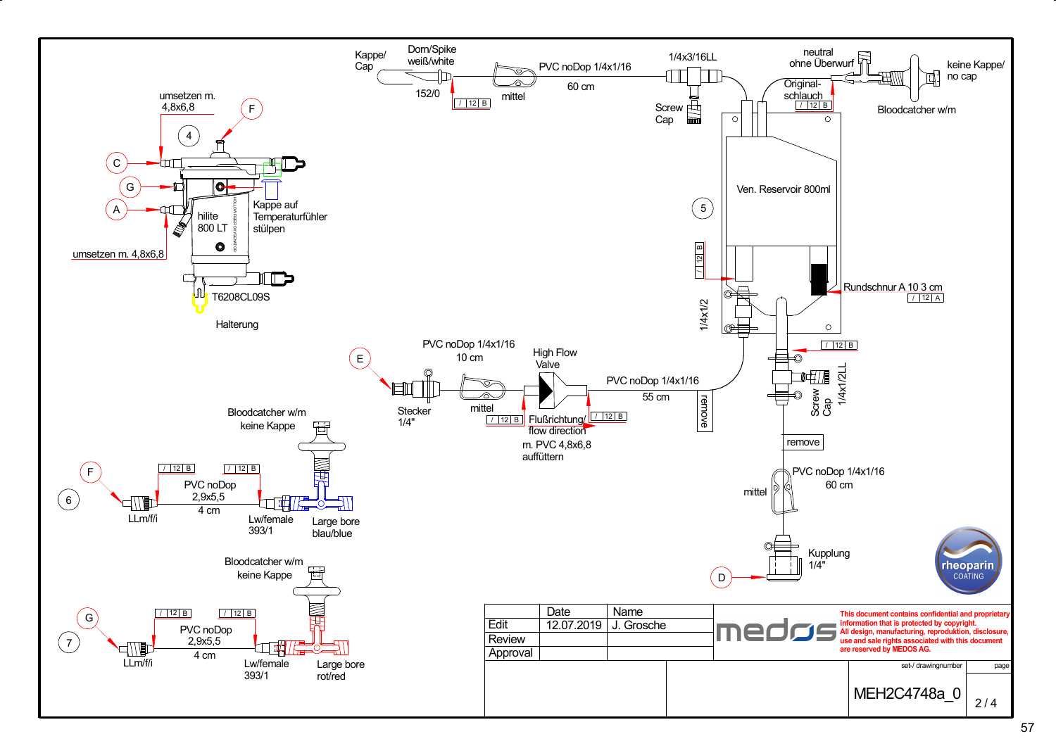Kappe/
Cap

Dorn/Spike
weiß/white

152/0

/ 12 B

mittel

PVC noDop 1/4x1/16

60 cm

1/4x3/16LL

Screw
Cap

neutral
ohne Überwurf

Original-
schlauch

/ 12 B

keine Kappe/
no cap

Bloodcatcher w/m

umsetzen m.
4,8x6,8

F

4

C

G

A

hilite
800 LT

Kappe auf
Temperaturfühler
stülpen

umsetzen m. 4,8x6,8

T6208CL09S

Halterung

Ven. Reservoir 800ml

5

/ 12 B

1/4x1/2

Rundschnur A 10 3 cm

/ 12 A

/ 12 B

E

PVC noDop 1/4x1/16
10 cm

High Flow
Valve

PVC noDop 1/4x1/16
55 cm

remove

Stecker
1/4"

mittel

/ 12 B

Flußrichtung/
flow direction

/ 12 B

m. PVC 4,8x6,8
auffüttern

Screw
Cap

1/4x1/2LL

remove

Bloodcatcher w/m
keine Kappe

F

/ 12 B

/ 12 B

6

PVC noDop
2,9x5,5
4 cm

LLm/f/i

Lw/female
393/1

Large bore
blau/blue

PVC noDop 1/4x1/16
60 cm

mittel

Kupplung
1/4"

D

Bloodcatcher w/m
keine Kappe

G

/ 12 B

/ 12 B

7

PVC noDop
2,9x5,5
4 cm

LLm/f/i

Lw/female
393/1

Large bore
rot/red

rheoparin
COATING

| | Date | Name |
|---|---|---|
| Edit | 12.07.2019 | J. Grosche |
| Review | | |
| Approval | | |

medos

This document contains confidential and proprietary information that is protected by copyright.
All design, manufacturing, reproduktion, disclosure, use and sale rights associated with this document are reserved by MEDOS AG.

| set-/ drawingnumber | page |
|---|---|
| MEH2C4748a_0 | 2 / 4 |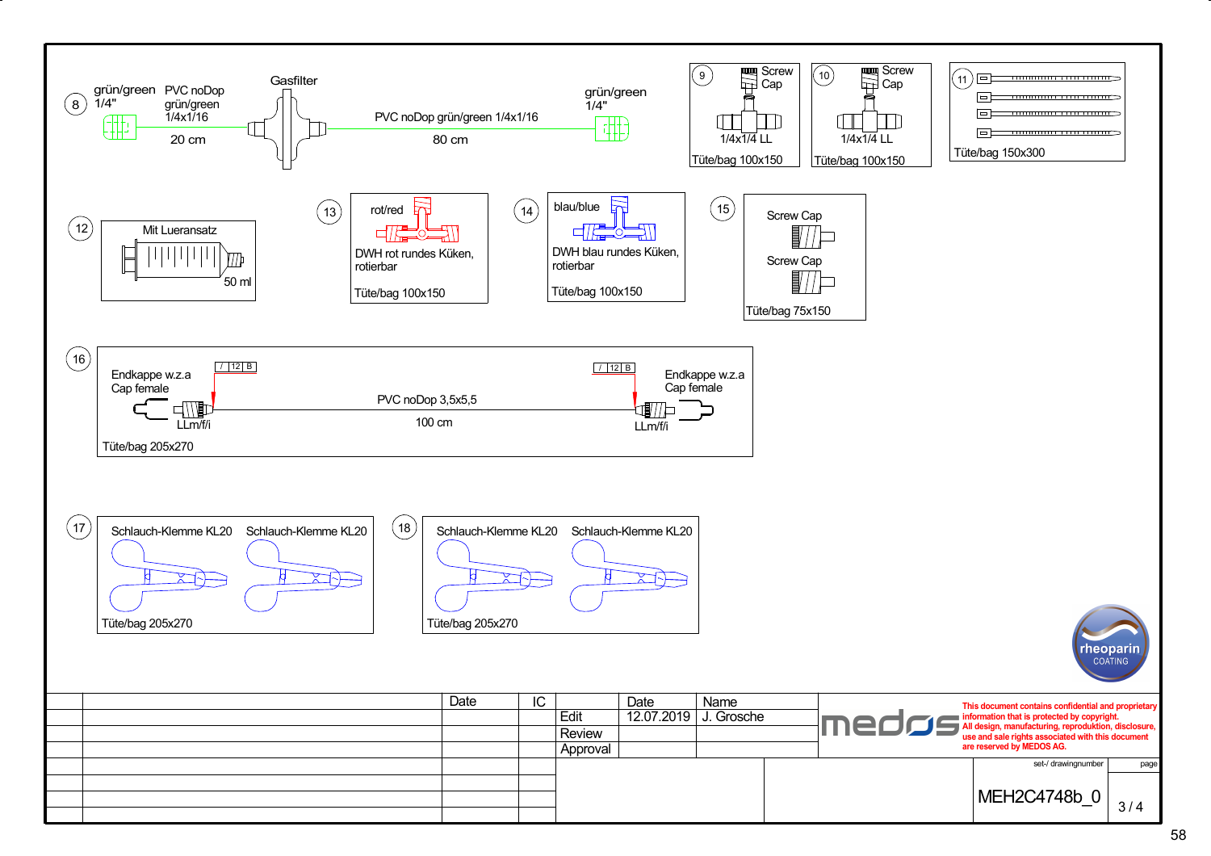**8**

grün/green 1/4" — PVC noDop grün/green 1/4x1/16 — 20 cm — Gasfilter — PVC noDop grün/green 1/4x1/16 — 80 cm — grün/green 1/4"

**9**

Screw Cap

1/4x1/4 LL

Tüte/bag 100x150

**10**

Screw Cap

1/4x1/4 LL

Tüte/bag 100x150

**11**

Tüte/bag 150x300

**12**

Mit Lueransatz

50 ml

**13**

rot/red

DWH rot rundes Küken, rotierbar

Tüte/bag 100x150

**14**

blau/blue

DWH blau rundes Küken, rotierbar

Tüte/bag 100x150

**15**

Screw Cap

Screw Cap

Tüte/bag 75x150

**16**

Endkappe w.z.a Cap female — / 12 B — LLm/f/i — PVC noDop 3,5x5,5 — 100 cm — / 12 B — LLm/f/i — Endkappe w.z.a Cap female

Tüte/bag 205x270

**17**

Schlauch-Klemme KL20 — Schlauch-Klemme KL20

Tüte/bag 205x270

**18**

Schlauch-Klemme KL20 — Schlauch-Klemme KL20

Tüte/bag 205x270

rheoparin COATING

| | | Date | IC | | Date | Name |
|---|---|---|---|---|---|---|
| | | | | Edit | 12.07.2019 | J. Grosche |
| | | | | Review | | |
| | | | | Approval | | |

medos

This document contains confidential and proprietary information that is protected by copyright. All design, manufacturing, reproduktion, disclosure, use and sale rights associated with this document are reserved by MEDOS AG.

set-/ drawingnumber: MEH2C4748b_0

page: 3 / 4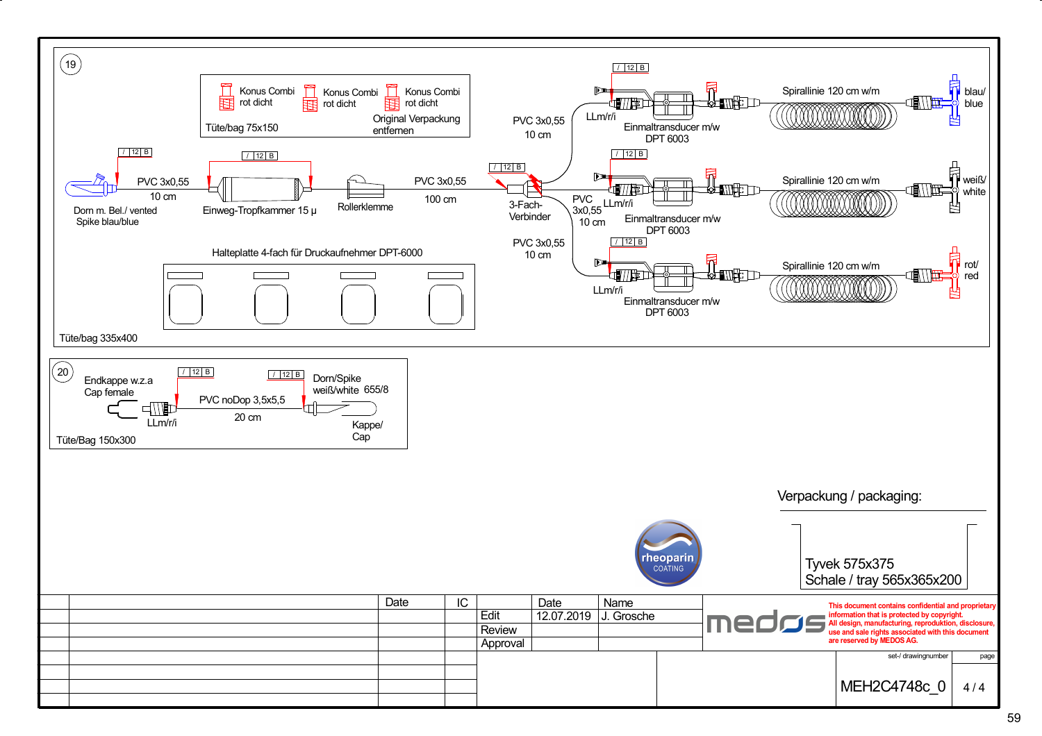**19**

Konus Combi rot dicht

Konus Combi rot dicht

Konus Combi rot dicht

Tüte/bag 75x150

Original Verpackung entfernen

/ 12 B

Dorn m. Bel./ vented Spike blau/blue

PVC 3x0,55
10 cm

Einweg-Tropfkammer 15 µ

Rollerklemme

PVC 3x0,55
100 cm

3-Fach-Verbinder

PVC 3x0,55
10 cm

PVC 3x0,55
10 cm

PVC 3x0,55
10 cm

LLm/r/i

Einmaltransducer m/w DPT 6003

Spirallinie 120 cm w/m

blau/ blue

weiß/ white

rot/ red

Halteplatte 4-fach für Druckaufnehmer DPT-6000

Tüte/bag 335x400

**20**

Endkappe w.z.a Cap female

LLm/r/i

PVC noDop 3,5x5,5
20 cm

Dorn/Spike weiß/white 655/8

Kappe/ Cap

Tüte/Bag 150x300

Verpackung / packaging:

Tyvek 575x375
Schale / tray 565x365x200

rheoparin COATING

| | | Date | IC | | Date | Name |
|---|---|---|---|---|---|---|
| | | | | Edit | 12.07.2019 | J. Grosche |
| | | | | Review | | |
| | | | | Approval | | |

medos

This document contains confidential and proprietary information that is protected by copyright. All design, manufacturing, reproduktion, disclosure, use and sale rights associated with this document are reserved by MEDOS AG.

| set-/ drawingnumber | page |
|---|---|
| MEH2C4748c_0 | 4 / 4 |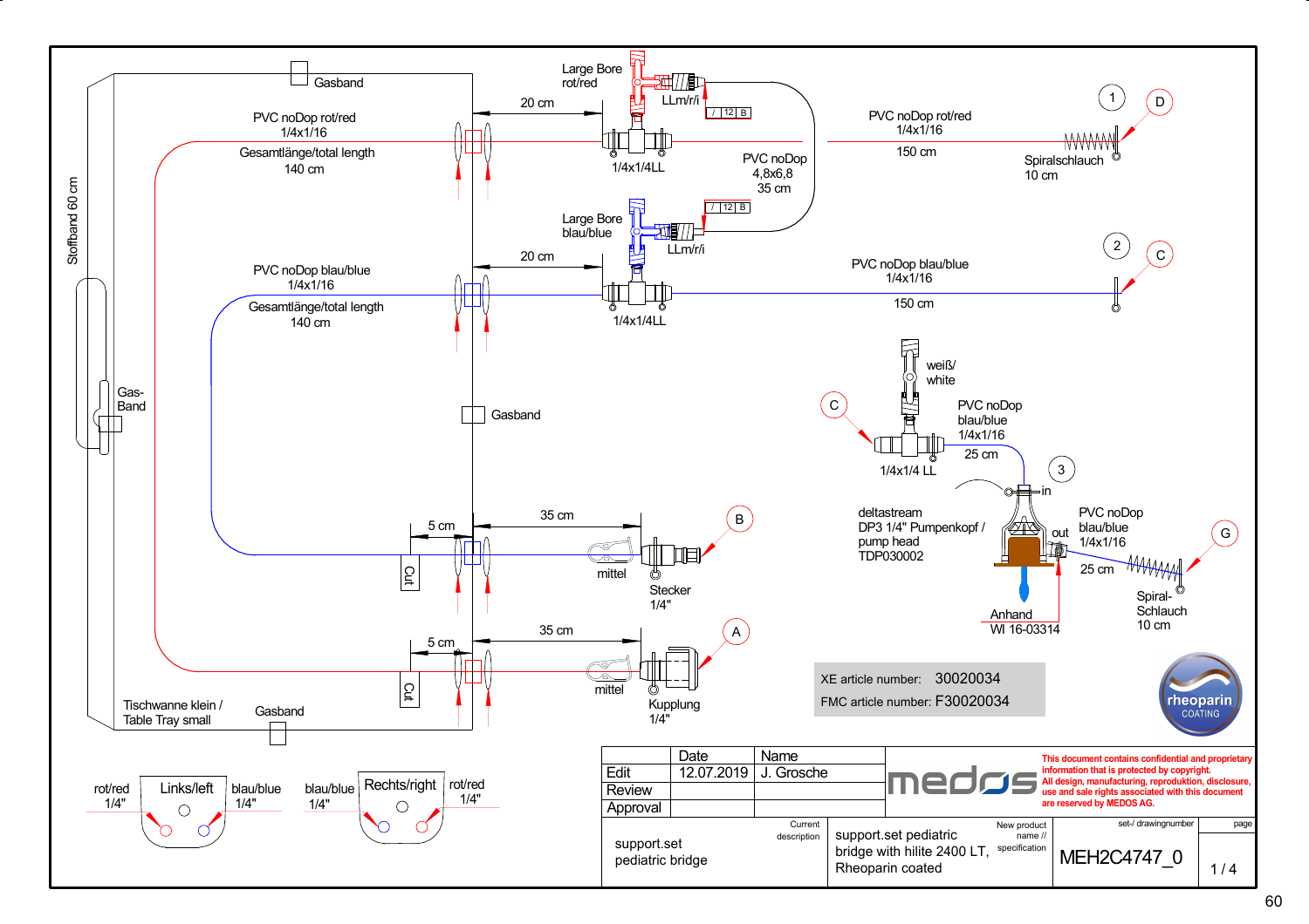Gasband

PVC noDop rot/red
1/4x1/16
Gesamtlänge/total length
140 cm

Large Bore
rot/red

LLm/r/i

/ 12 B

20 cm

1/4x1/4LL

PVC noDop
4,8x6,8
35 cm

PVC noDop rot/red
1/4x1/16
150 cm

Spiralschlauch
10 cm

1 D

Stoffband 60 cm

Large Bore
blau/blue

LLm/r/i

/ 12 B

20 cm

PVC noDop blau/blue
1/4x1/16
Gesamtlänge/total length
140 cm

1/4x1/4LL

PVC noDop blau/blue
1/4x1/16
150 cm

2 C

weiß/
white

C

PVC noDop
blau/blue
1/4x1/16
25 cm

1/4x1/4 LL

3

in

Gas-
Band

Gasband

deltastream
DP3 1/4" Pumpenkopf /
pump head
TDP030002

out

PVC noDop
blau/blue
1/4x1/16
25 cm

G

Spiral-
Schlauch
10 cm

Anhand
WI 16-03314

5 cm

35 cm

Cut

mittel

B

Stecker
1/4"

5 cm

35 cm

Cut

mittel

A

Kupplung
1/4"

XE article number: 30020034
FMC article number: F30020034

rheoparin
COATING

Tischwanne klein /
Table Tray small

Gasband

rot/red
1/4"

Links/left

blau/blue
1/4"

blau/blue
1/4"

Rechts/right

rot/red
1/4"

| | Date | Name |
| --- | --- | --- |
| Edit | 12.07.2019 | J. Grosche |
| Review | | |
| Approval | | |

medos

This document contains confidential and proprietary information that is protected by copyright.
All design, manufacturing, reproduktion, disclosure, use and sale rights associated with this document are reserved by MEDOS AG.

| Current description | New product name // specification | set-/ drawingnumber | page |
| --- | --- | --- | --- |
| support.set pediatric bridge | support.set pediatric bridge with hilite 2400 LT, Rheoparin coated | MEH2C4747_0 | 1 / 4 |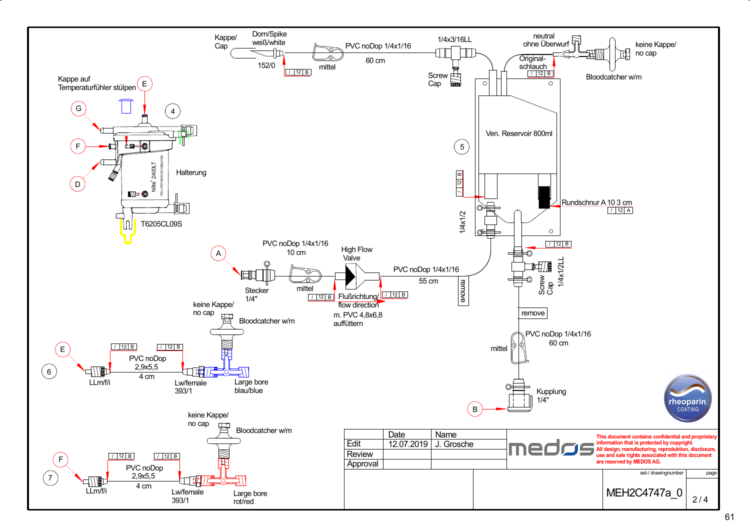Kappe/ Cap

Dorn/Spike weiß/white

152/0

| / | 12 | B |

mittel

PVC noDop 1/4x1/16

60 cm

1/4x3/16LL

Screw Cap

neutral ohne Überwurf

Original-schlauch

| / | 12 | B |

keine Kappe/ no cap

Bloodcatcher w/m

Kappe auf Temperaturfühler stülpen

E

G

4

F

D

hilite® 2400LT

HOLLOW FIBER OXYGENATOR

Halterung

T6205CL09S

Ven. Reservoir 800ml

5

| / | 12 | B |

1/4x1/2

Rundschnur A 10 3 cm

| / | 12 | A |

| / | 12 | B |

A

PVC noDop 1/4x1/16

10 cm

High Flow Valve

PVC noDop 1/4x1/16

55 cm

remove

Stecker 1/4"

mittel

| / | 12 | B |

Flußrichtung/ flow direction

| / | 12 | B |

m. PVC 4,8x6,8 auffüttern

Screw Cap

1/4x1/2LL

remove

keine Kappe/ no cap

Bloodcatcher w/m

E

| / | 12 | B |

| / | 12 | B |

6

PVC noDop 2,9x5,5

4 cm

LLm/f/i

Lw/female 393/1

Large bore blau/blue

mittel

PVC noDop 1/4x1/16

60 cm

Kupplung 1/4"

B

keine Kappe/ no cap

Bloodcatcher w/m

F

| / | 12 | B |

| / | 12 | B |

7

PVC noDop 2,9x5,5

4 cm

LLm/f/i

Lw/female 393/1

Large bore rot/red

rheoparin COATING

| | Date | Name |
|---|---|---|
| Edit | 12.07.2019 | J. Grosche |
| Review | | |
| Approval | | |

medos

This document contains confidential and proprietary information that is protected by copyright. All design, manufacturing, reproduktion, disclosure, use and sale rights associated with this document are reserved by MEDOS AG.

| set-/ drawingnumber | page |
|---|---|
| MEH2C4747a_0 | 2 / 4 |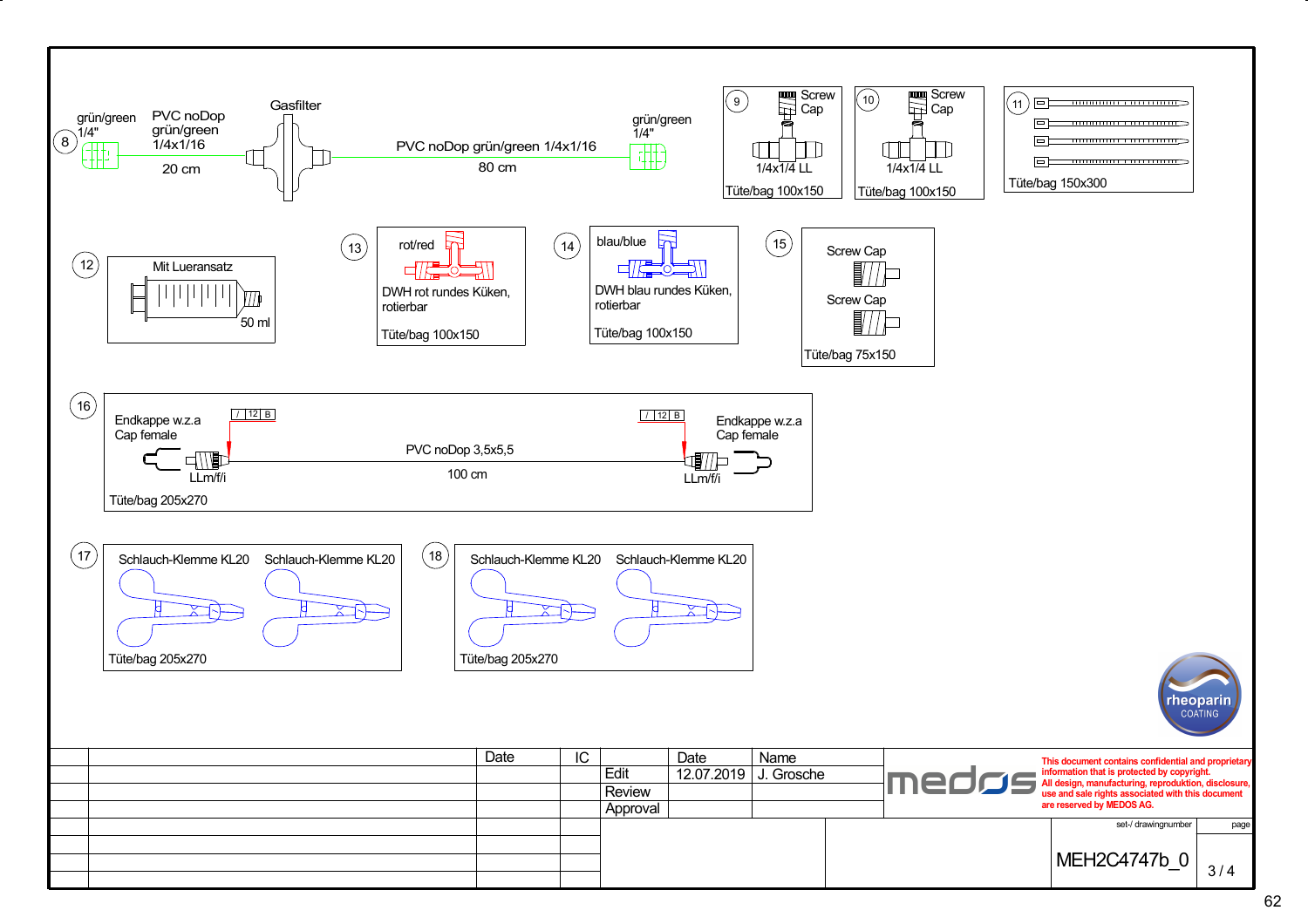**8**

grün/green 1/4"

PVC noDop grün/green 1/4x1/16

20 cm

Gasfilter

PVC noDop grün/green 1/4x1/16

80 cm

grün/green 1/4"

**9**

Screw Cap

1/4x1/4 LL

Tüte/bag 100x150

**10**

Screw Cap

1/4x1/4 LL

Tüte/bag 100x150

**11**

Tüte/bag 150x300

**12**

Mit Lueransatz

50 ml

**13**

rot/red

DWH rot rundes Küken, rotierbar

Tüte/bag 100x150

**14**

blau/blue

DWH blau rundes Küken, rotierbar

Tüte/bag 100x150

**15**

Screw Cap

Screw Cap

Tüte/bag 75x150

**16**

Endkappe w.z.a Cap female

/ 12 B

LLm/f/i

PVC noDop 3,5x5,5

100 cm

/ 12 B

Endkappe w.z.a Cap female

LLm/f/i

Tüte/bag 205x270

**17**

Schlauch-Klemme KL20 Schlauch-Klemme KL20

Tüte/bag 205x270

**18**

Schlauch-Klemme KL20 Schlauch-Klemme KL20

Tüte/bag 205x270

rheoparin COATING

| Date | IC | | Date | Name |
|---|---|---|---|---|
| | | Edit | 12.07.2019 | J. Grosche |
| | | Review | | |
| | | Approval | | |

medos

This document contains confidential and proprietary information that is protected by copyright. All design, manufacturing, reproduktion, disclosure, use and sale rights associated with this document are reserved by MEDOS AG.

set-/ drawingnumber: MEH2C4747b_0

page: 3 / 4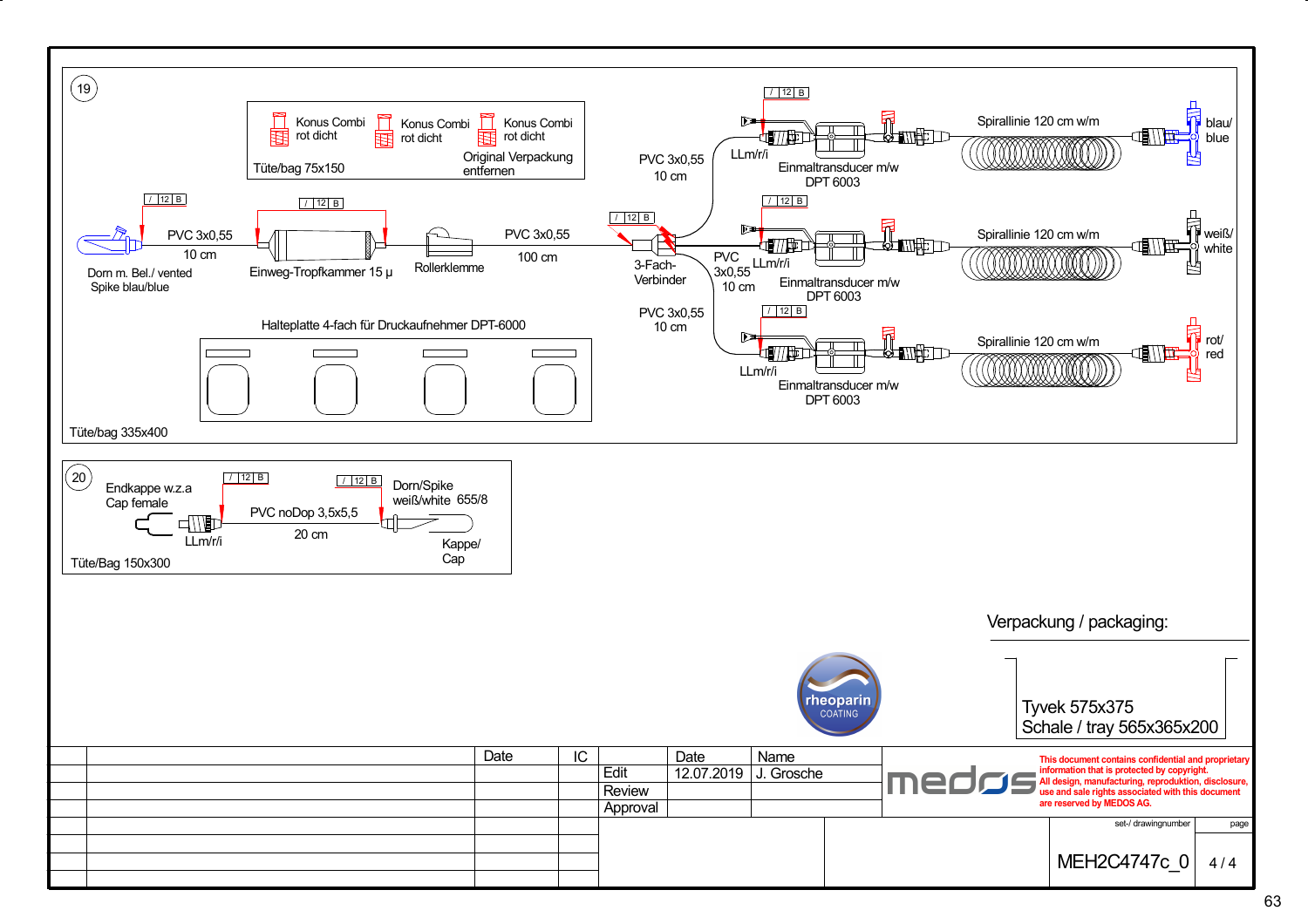19

Konus Combi rot dicht

Konus Combi rot dicht

Konus Combi rot dicht

Tüte/bag 75x150

Original Verpackung entfernen

/ 12 B

Dorn m. Bel./ vented Spike blau/blue

PVC 3x0,55
10 cm

Einweg-Tropfkammer 15 µ

Rollerklemme

PVC 3x0,55
100 cm

3-Fach-Verbinder

PVC 3x0,55
10 cm

PVC 3x0,55
10 cm

PVC 3x0,55
10 cm

LLm/r/i

Einmaltransducer m/w DPT 6003

Spirallinie 120 cm w/m

blau/ blue

weiß/ white

rot/ red

Halteplatte 4-fach für Druckaufnehmer DPT-6000

Tüte/bag 335x400

20

Endkappe w.z.a Cap female

LLm/r/i

PVC noDop 3,5x5,5
20 cm

Dorn/Spike weiß/white 655/8

Kappe/ Cap

Tüte/Bag 150x300

Verpackung / packaging:

Tyvek 575x375
Schale / tray 565x365x200

rheoparin COATING

| | | Date | IC | | Date | Name |
|---|---|---|---|---|---|---|
| | | | | Edit | 12.07.2019 | J. Grosche |
| | | | | Review | | |
| | | | | Approval | | |

medos

This document contains confidential and proprietary information that is protected by copyright. All design, manufacturing, reproduktion, disclosure, use and sale rights associated with this document are reserved by MEDOS AG.

| set-/ drawingnumber | page |
|---|---|
| MEH2C4747c_0 | 4 / 4 |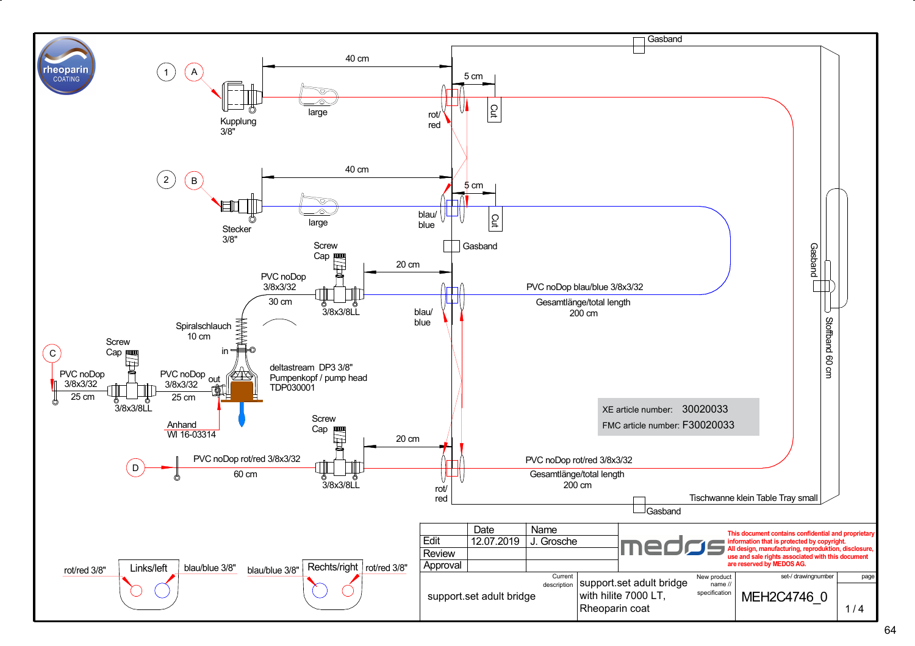rheoparin COATING

1 A — Kupplung 3/8" — large — 40 cm — 5 cm — rot/red — Cut

2 B — Stecker 3/8" — large — 40 cm — 5 cm — blau/blue — Cut

Gasband

Screw Cap — PVC noDop 3/8x3/32 — 30 cm — 3/8x3/8LL — 20 cm — blau/blue

PVC noDop blau/blue 3/8x3/32
Gesamtlänge/total length
200 cm

Spiralschlauch 10 cm — in

C — Screw Cap — PVC noDop 3/8x3/32 — 25 cm — 3/8x3/8LL — PVC noDop 3/8x3/32 — 25 cm — out

deltastream DP3 3/8"
Pumpenkopf / pump head
TDP030001

Anhand WI 16-03314

| | |
|---|---|
| XE article number: | 30020033 |
| FMC article number: | F30020033 |

Screw Cap — 20 cm

D — PVC noDop rot/red 3/8x3/32 — 60 cm — 3/8x3/8LL — rot/red

PVC noDop rot/red 3/8x3/32
Gesamtlänge/total length
200 cm

Tischwanne klein Table Tray small

Gasband — Gasband — Gasband — Stoffband 60 cm

rot/red 3/8" — Links/left — blau/blue 3/8"

blau/blue 3/8" — Rechts/right — rot/red 3/8"

| Edit | Date | Name |
|---|---|---|
| Edit | 12.07.2019 | J. Grosche |
| Review | | |
| Approval | | |

medos

This document contains confidential and proprietary information that is protected by copyright. All design, manufacturing, reproduktion, disclosure, use and sale rights associated with this document are reserved by MEDOS AG.

| Current description | New product name // specification | set-/ drawingnumber | page |
|---|---|---|---|
| support.set adult bridge | support.set adult bridge with hilite 7000 LT, Rheoparin coat | MEH2C4746_0 | 1 / 4 |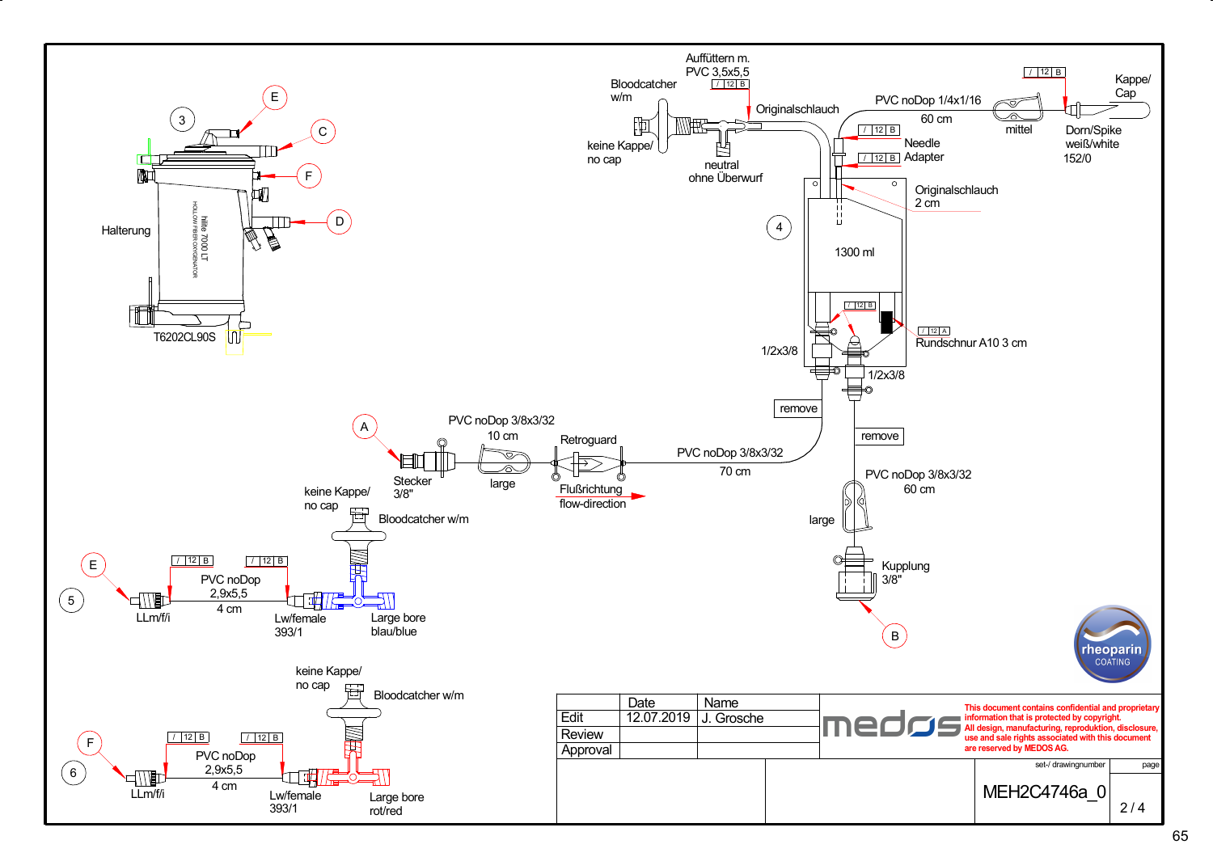Auffüttern m. PVC 3,5x5,5

Bloodcatcher w/m

Originalschlauch

PVC noDop 1/4x1/16

60 cm

Kappe/ Cap

keine Kappe/ no cap

neutral ohne Überwurf

Needle Adapter

mittel

Dorn/Spike weiß/white 152/0

Originalschlauch 2 cm

E

3

C

F

D

Halterung

hilite 7000 LT

HOLLOW FIBER OXYGENATOR

T6202CL90S

4

1300 ml

Rundschnur A10 3 cm

1/2x3/8

1/2x3/8

remove

remove

A

PVC noDop 3/8x3/32

10 cm

Retroguard

PVC noDop 3/8x3/32

70 cm

Stecker 3/8"

large

Flußrichtung flow-direction

PVC noDop 3/8x3/32

60 cm

keine Kappe/ no cap

Bloodcatcher w/m

large

E

5

PVC noDop 2,9x5,5

4 cm

LLm/f/i

Lw/female 393/1

Large bore blau/blue

Kupplung 3/8"

B

rheoparin COATING

keine Kappe/ no cap

Bloodcatcher w/m

F

6

PVC noDop 2,9x5,5

4 cm

LLm/f/i

Lw/female 393/1

Large bore rot/red

| | Date | Name |
|---|---|---|
| Edit | 12.07.2019 | J. Grosche |
| Review | | |
| Approval | | |

medos

This document contains confidential and proprietary information that is protected by copyright. All design, manufacturing, reproduktion, disclosure, use and sale rights associated with this document are reserved by MEDOS AG.

set-/ drawingnumber: MEH2C4746a_0

page: 2 / 4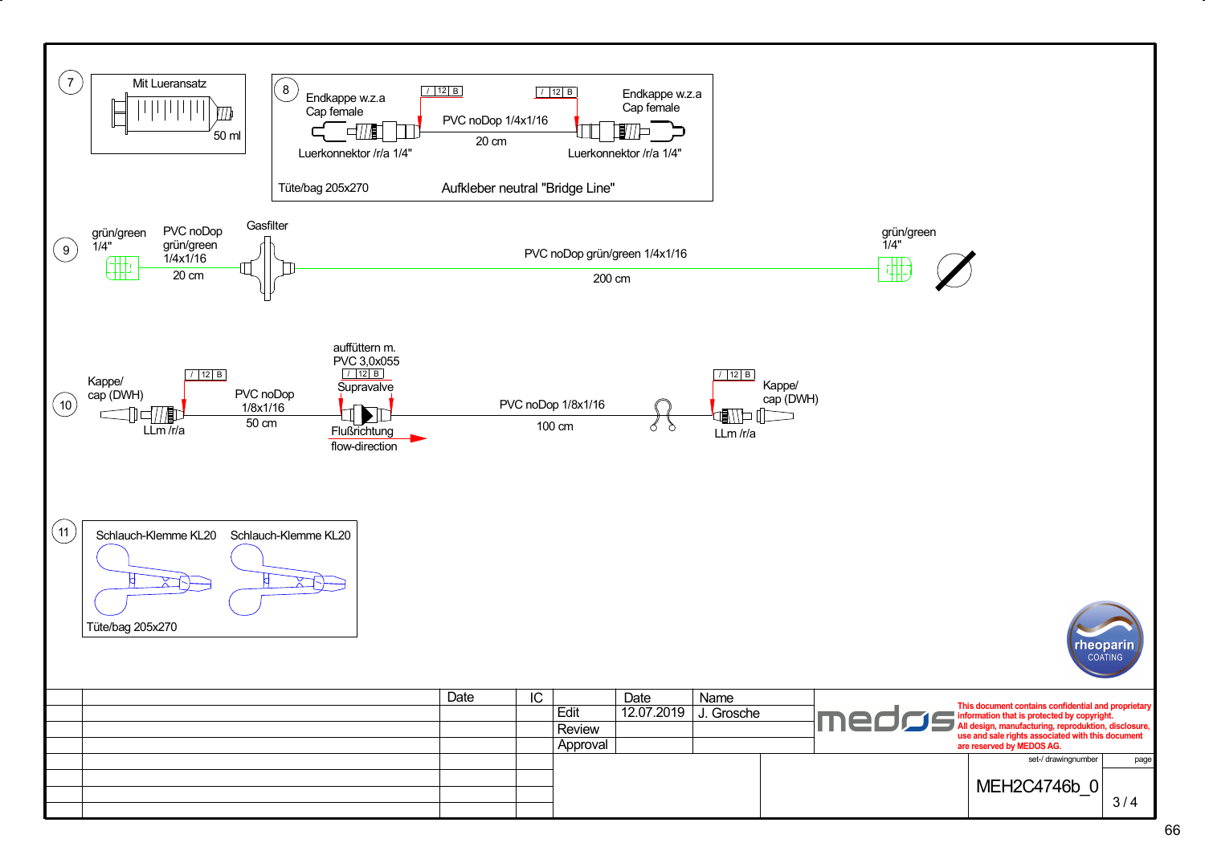**7**

Mit Lueransatz

50 ml

**8**

Endkappe w.z.a
Cap female

/ | 12 | B

PVC noDop 1/4x1/16

20 cm

/ | 12 | B

Endkappe w.z.a
Cap female

Luerkonnektor /r/a 1/4"

Luerkonnektor /r/a 1/4"

Tüte/bag 205x270

Aufkleber neutral "Bridge Line"

**9**

grün/green
1/4"

PVC noDop
grün/green
1/4x1/16

20 cm

Gasfilter

PVC noDop grün/green 1/4x1/16

200 cm

grün/green
1/4"

**10**

Kappe/
cap (DWH)

/ | 12 | B

LLm /r/a

PVC noDop
1/8x1/16

50 cm

auffüttern m.
PVC 3,0x055

/ | 12 | B

Supravalve

Flußrichtung
flow-direction

PVC noDop 1/8x1/16

100 cm

/ | 12 | B

Kappe/
cap (DWH)

LLm /r/a

**11**

Schlauch-Klemme KL20

Schlauch-Klemme KL20

Tüte/bag 205x270

rheoparin
COATING

| | | Date | IC | | Date | Name |
|---|---|---|---|---|---|---|
| | | | | Edit | 12.07.2019 | J. Grosche |
| | | | | Review | | |
| | | | | Approval | | |

medos

This document contains confidential and proprietary information that is protected by copyright. All design, manufacturing, reproduktion, disclosure, use and sale rights associated with this document are reserved by MEDOS AG.

| set-/ drawingnumber | page |
|---|---|
| MEH2C4746b_0 | 3 / 4 |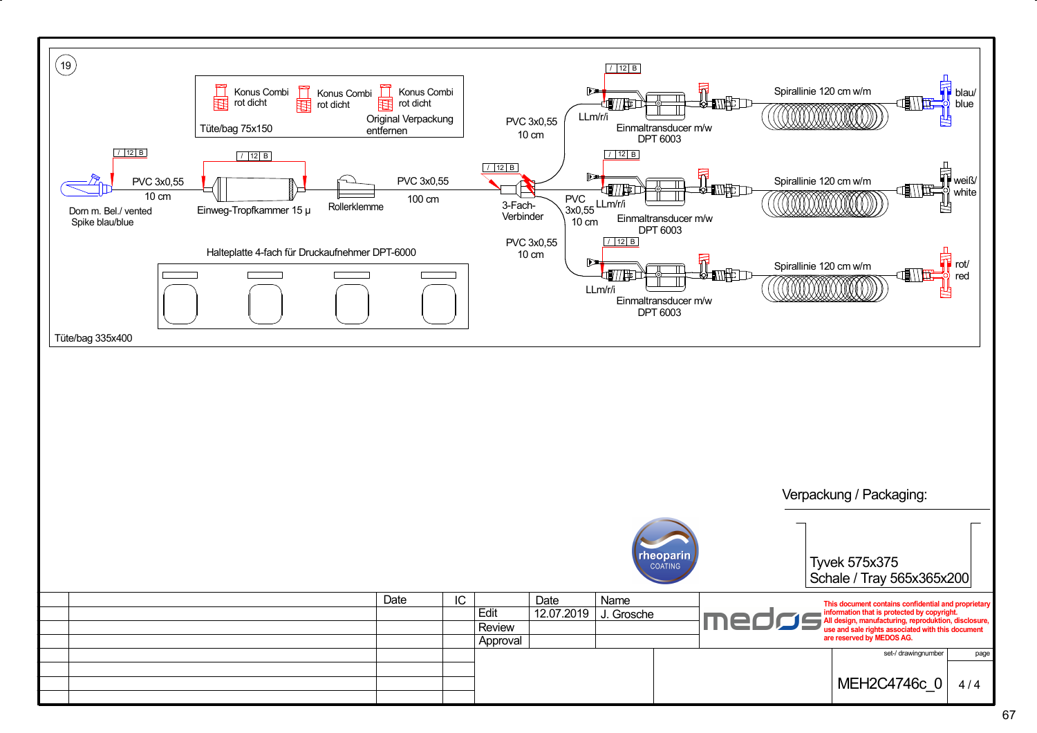19

Konus Combi rot dicht

Konus Combi rot dicht

Konus Combi rot dicht

Tüte/bag 75x150

Original Verpackung entfernen

/ 12 B

Dorn m. Bel./ vented Spike blau/blue

PVC 3x0,55 10 cm

Einweg-Tropfkammer 15 µ

Rollerklemme

PVC 3x0,55 100 cm

3-Fach-Verbinder

PVC 3x0,55 10 cm

PVC 3x0,55 10 cm

PVC 3x0,55 10 cm

LLm/r/i

Einmaltransducer m/w DPT 6003

Spirallinie 120 cm w/m

blau/ blue

weiß/ white

rot/ red

Halteplatte 4-fach für Druckaufnehmer DPT-6000

Tüte/bag 335x400

Verpackung / Packaging:

Tyvek 575x375
Schale / Tray 565x365x200

rheoparin COATING

| | | Date | IC | | Date | Name |
|---|---|---|---|---|---|---|
| | | | | Edit | 12.07.2019 | J. Grosche |
| | | | | Review | | |
| | | | | Approval | | |

medos

This document contains confidential and proprietary information that is protected by copyright. All design, manufacturing, reproduktion, disclosure, use and sale rights associated with this document are reserved by MEDOS AG.

set-/ drawingnumber: MEH2C4746c_0

page: 4 / 4